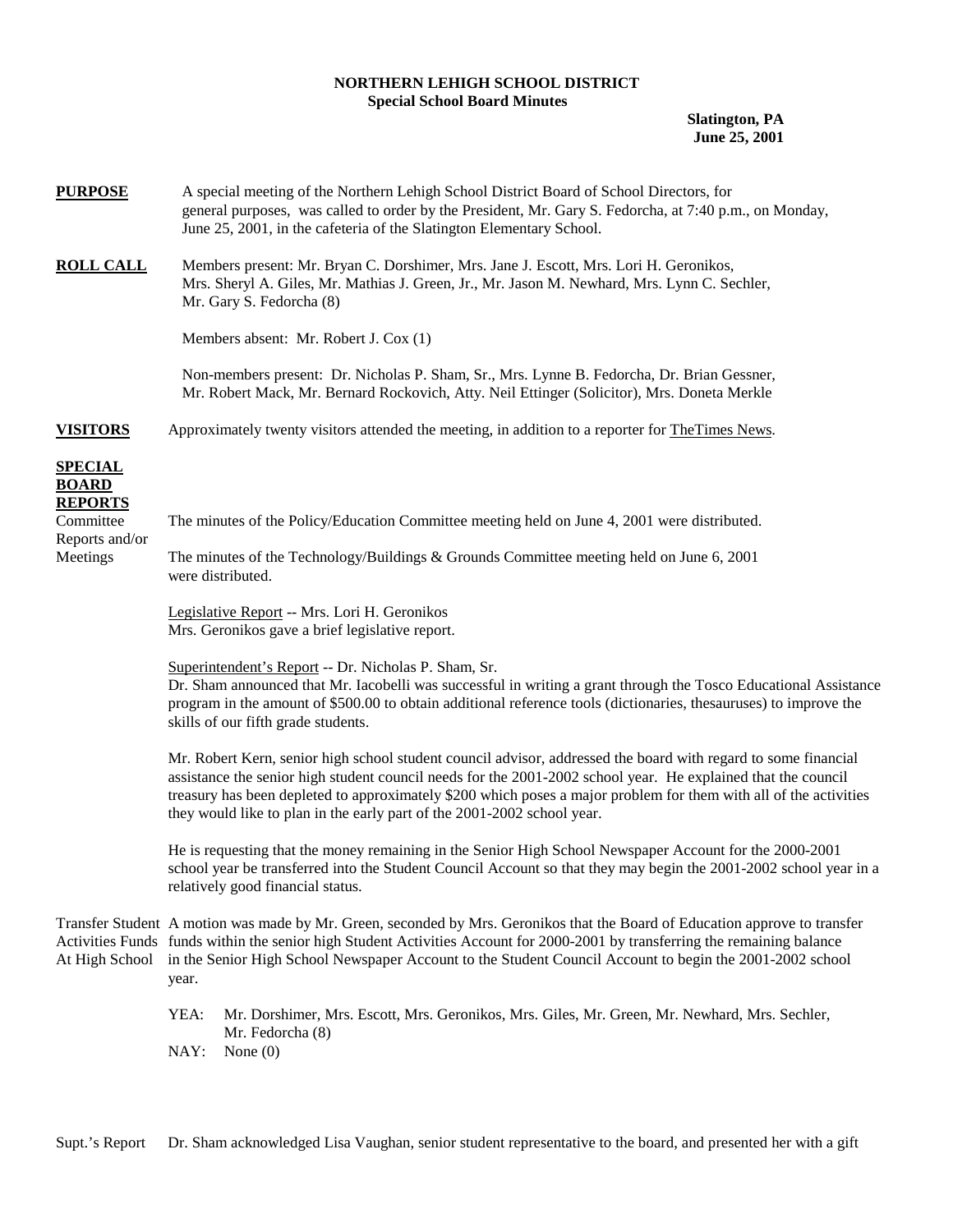**NORTHERN LEHIGH SCHOOL DISTRICT**
**Special School Board Minutes**

**Slatington, PA**
**June 25, 2001**

**PURPOSE**

A special meeting of the Northern Lehigh School District Board of School Directors, for general purposes, was called to order by the President, Mr. Gary S. Fedorcha, at 7:40 p.m., on Monday, June 25, 2001, in the cafeteria of the Slatington Elementary School.

**ROLL CALL**

Members present: Mr. Bryan C. Dorshimer, Mrs. Jane J. Escott, Mrs. Lori H. Geronikos, Mrs. Sheryl A. Giles, Mr. Mathias J. Green, Jr., Mr. Jason M. Newhard, Mrs. Lynn C. Sechler, Mr. Gary S. Fedorcha (8)

Members absent: Mr. Robert J. Cox (1)

Non-members present: Dr. Nicholas P. Sham, Sr., Mrs. Lynne B. Fedorcha, Dr. Brian Gessner, Mr. Robert Mack, Mr. Bernard Rockovich, Atty. Neil Ettinger (Solicitor), Mrs. Doneta Merkle

**VISITORS**

Approximately twenty visitors attended the meeting, in addition to a reporter for TheTimes News.

**SPECIAL BOARD REPORTS**

Committee Reports and/or Meetings

The minutes of the Policy/Education Committee meeting held on June 4, 2001 were distributed.

The minutes of the Technology/Buildings & Grounds Committee meeting held on June 6, 2001 were distributed.

Legislative Report -- Mrs. Lori H. Geronikos
Mrs. Geronikos gave a brief legislative report.

Superintendent's Report -- Dr. Nicholas P. Sham, Sr.
Dr. Sham announced that Mr. Iacobelli was successful in writing a grant through the Tosco Educational Assistance program in the amount of $500.00 to obtain additional reference tools (dictionaries, thesauruses) to improve the skills of our fifth grade students.

Mr. Robert Kern, senior high school student council advisor, addressed the board with regard to some financial assistance the senior high student council needs for the 2001-2002 school year. He explained that the council treasury has been depleted to approximately $200 which poses a major problem for them with all of the activities they would like to plan in the early part of the 2001-2002 school year.

He is requesting that the money remaining in the Senior High School Newspaper Account for the 2000-2001 school year be transferred into the Student Council Account so that they may begin the 2001-2002 school year in a relatively good financial status.

Transfer Student Activities Funds At High School

A motion was made by Mr. Green, seconded by Mrs. Geronikos that the Board of Education approve to transfer funds within the senior high Student Activities Account for 2000-2001 by transferring the remaining balance in the Senior High School Newspaper Account to the Student Council Account to begin the 2001-2002 school year.

YEA: Mr. Dorshimer, Mrs. Escott, Mrs. Geronikos, Mrs. Giles, Mr. Green, Mr. Newhard, Mrs. Sechler, Mr. Fedorcha (8)
NAY: None (0)

Supt.'s Report

Dr. Sham acknowledged Lisa Vaughan, senior student representative to the board, and presented her with a gift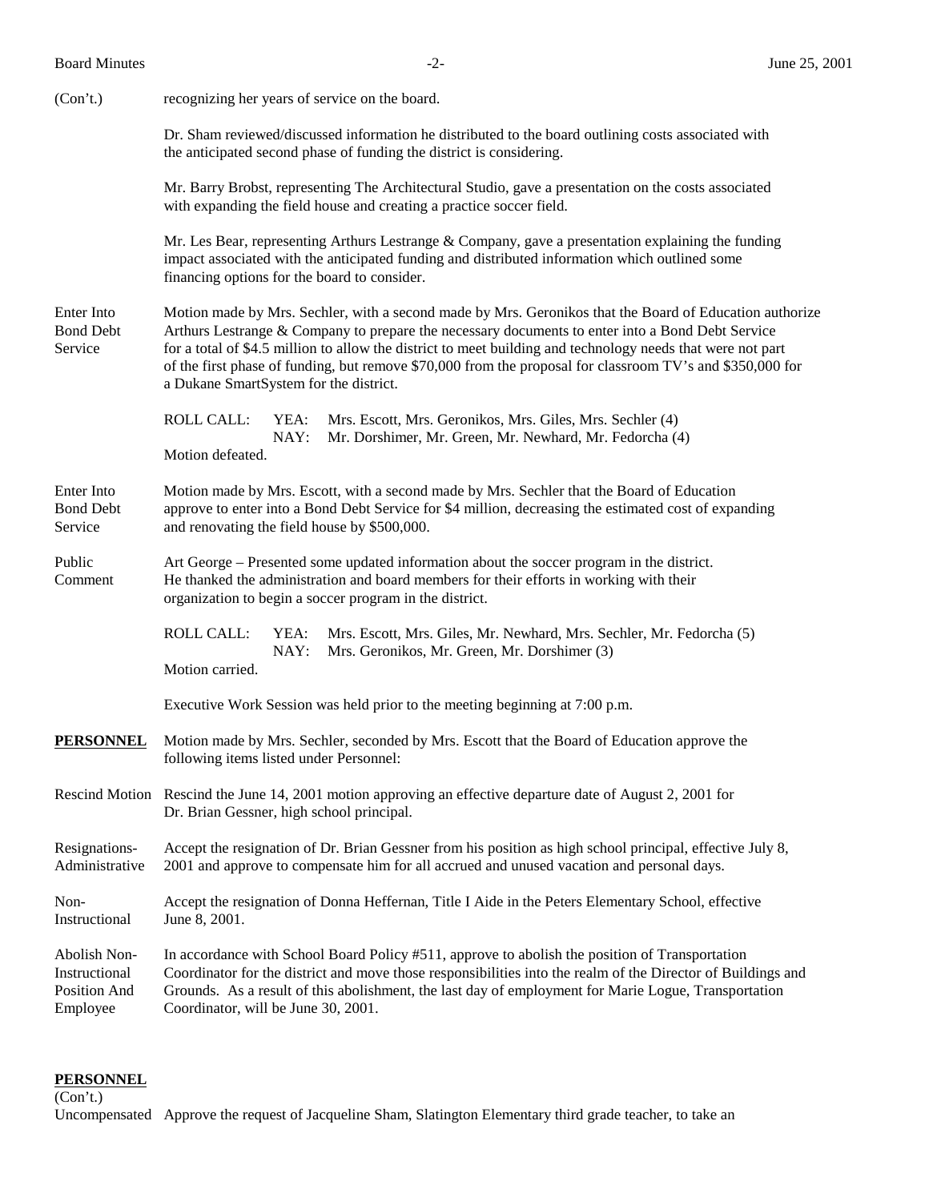(Con't.) recognizing her years of service on the board.

Dr. Sham reviewed/discussed information he distributed to the board outlining costs associated with the anticipated second phase of funding the district is considering.

Mr. Barry Brobst, representing The Architectural Studio, gave a presentation on the costs associated with expanding the field house and creating a practice soccer field.

Mr. Les Bear, representing Arthurs Lestrange & Company, gave a presentation explaining the funding impact associated with the anticipated funding and distributed information which outlined some financing options for the board to consider.

**Enter Into Bond Debt Service**

Motion made by Mrs. Sechler, with a second made by Mrs. Geronikos that the Board of Education authorize Arthurs Lestrange & Company to prepare the necessary documents to enter into a Bond Debt Service for a total of $4.5 million to allow the district to meet building and technology needs that were not part of the first phase of funding, but remove $70,000 from the proposal for classroom TV's and $350,000 for a Dukane SmartSystem for the district.

ROLL CALL:
YEA: Mrs. Escott, Mrs. Geronikos, Mrs. Giles, Mrs. Sechler (4)
NAY: Mr. Dorshimer, Mr. Green, Mr. Newhard, Mr. Fedorcha (4)

Motion defeated.

**Enter Into Bond Debt Service**

Motion made by Mrs. Escott, with a second made by Mrs. Sechler that the Board of Education approve to enter into a Bond Debt Service for $4 million, decreasing the estimated cost of expanding and renovating the field house by $500,000.

**Public Comment**

Art George – Presented some updated information about the soccer program in the district. He thanked the administration and board members for their efforts in working with their organization to begin a soccer program in the district.

ROLL CALL:
YEA: Mrs. Escott, Mrs. Giles, Mr. Newhard, Mrs. Sechler, Mr. Fedorcha (5)
NAY: Mrs. Geronikos, Mr. Green, Mr. Dorshimer (3)

Motion carried.

Executive Work Session was held prior to the meeting beginning at 7:00 p.m.

**PERSONNEL**

Motion made by Mrs. Sechler, seconded by Mrs. Escott that the Board of Education approve the following items listed under Personnel:

**Rescind Motion**

Rescind the June 14, 2001 motion approving an effective departure date of August 2, 2001 for Dr. Brian Gessner, high school principal.

**Resignations-Administrative**

Accept the resignation of Dr. Brian Gessner from his position as high school principal, effective July 8, 2001 and approve to compensate him for all accrued and unused vacation and personal days.

**Non-Instructional**

Accept the resignation of Donna Heffernan, Title I Aide in the Peters Elementary School, effective June 8, 2001.

**Abolish Non-Instructional Position And Employee**

In accordance with School Board Policy #511, approve to abolish the position of Transportation Coordinator for the district and move those responsibilities into the realm of the Director of Buildings and Grounds. As a result of this abolishment, the last day of employment for Marie Logue, Transportation Coordinator, will be June 30, 2001.

**PERSONNEL**
(Con't.)

**Uncompensated**

Approve the request of Jacqueline Sham, Slatington Elementary third grade teacher, to take an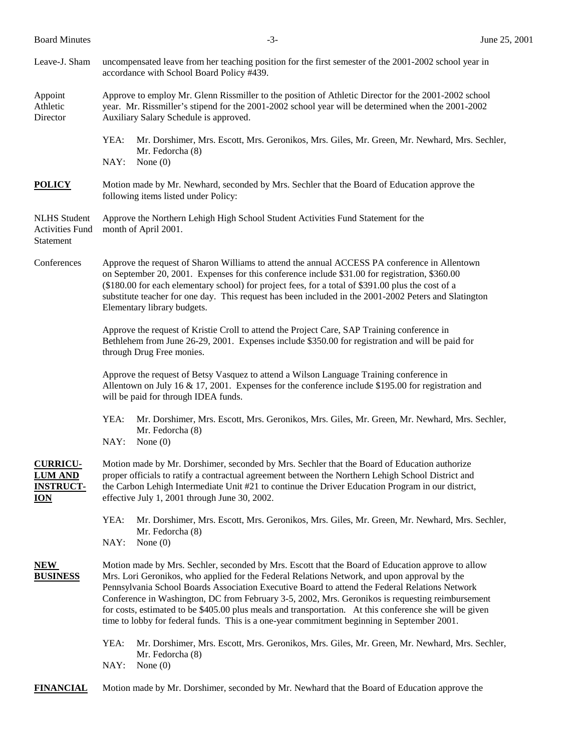Leave-J. Sham — uncompensated leave from her teaching position for the first semester of the 2001-2002 school year in accordance with School Board Policy #439.

Appoint Athletic Director — Approve to employ Mr. Glenn Rissmiller to the position of Athletic Director for the 2001-2002 school year. Mr. Rissmiller's stipend for the 2001-2002 school year will be determined when the 2001-2002 Auxiliary Salary Schedule is approved.

YEA: Mr. Dorshimer, Mrs. Escott, Mrs. Geronikos, Mrs. Giles, Mr. Green, Mr. Newhard, Mrs. Sechler, Mr. Fedorcha (8)
NAY: None (0)

**POLICY** — Motion made by Mr. Newhard, seconded by Mrs. Sechler that the Board of Education approve the following items listed under Policy:

NLHS Student Activities Fund Statement — Approve the Northern Lehigh High School Student Activities Fund Statement for the month of April 2001.

Conferences — Approve the request of Sharon Williams to attend the annual ACCESS PA conference in Allentown on September 20, 2001. Expenses for this conference include $31.00 for registration, $360.00 ($180.00 for each elementary school) for project fees, for a total of $391.00 plus the cost of a substitute teacher for one day. This request has been included in the 2001-2002 Peters and Slatington Elementary library budgets.

Approve the request of Kristie Croll to attend the Project Care, SAP Training conference in Bethlehem from June 26-29, 2001. Expenses include $350.00 for registration and will be paid for through Drug Free monies.

Approve the request of Betsy Vasquez to attend a Wilson Language Training conference in Allentown on July 16 & 17, 2001. Expenses for the conference include $195.00 for registration and will be paid for through IDEA funds.

YEA: Mr. Dorshimer, Mrs. Escott, Mrs. Geronikos, Mrs. Giles, Mr. Green, Mr. Newhard, Mrs. Sechler, Mr. Fedorcha (8)
NAY: None (0)

**CURRICULUM AND INSTRUCTION** — Motion made by Mr. Dorshimer, seconded by Mrs. Sechler that the Board of Education authorize proper officials to ratify a contractual agreement between the Northern Lehigh School District and the Carbon Lehigh Intermediate Unit #21 to continue the Driver Education Program in our district, effective July 1, 2001 through June 30, 2002.

YEA: Mr. Dorshimer, Mrs. Escott, Mrs. Geronikos, Mrs. Giles, Mr. Green, Mr. Newhard, Mrs. Sechler, Mr. Fedorcha (8)
NAY: None (0)

**NEW BUSINESS** — Motion made by Mrs. Sechler, seconded by Mrs. Escott that the Board of Education approve to allow Mrs. Lori Geronikos, who applied for the Federal Relations Network, and upon approval by the Pennsylvania School Boards Association Executive Board to attend the Federal Relations Network Conference in Washington, DC from February 3-5, 2002, Mrs. Geronikos is requesting reimbursement for costs, estimated to be $405.00 plus meals and transportation. At this conference she will be given time to lobby for federal funds. This is a one-year commitment beginning in September 2001.

YEA: Mr. Dorshimer, Mrs. Escott, Mrs. Geronikos, Mrs. Giles, Mr. Green, Mr. Newhard, Mrs. Sechler, Mr. Fedorcha (8)
NAY: None (0)

**FINANCIAL** — Motion made by Mr. Dorshimer, seconded by Mr. Newhard that the Board of Education approve the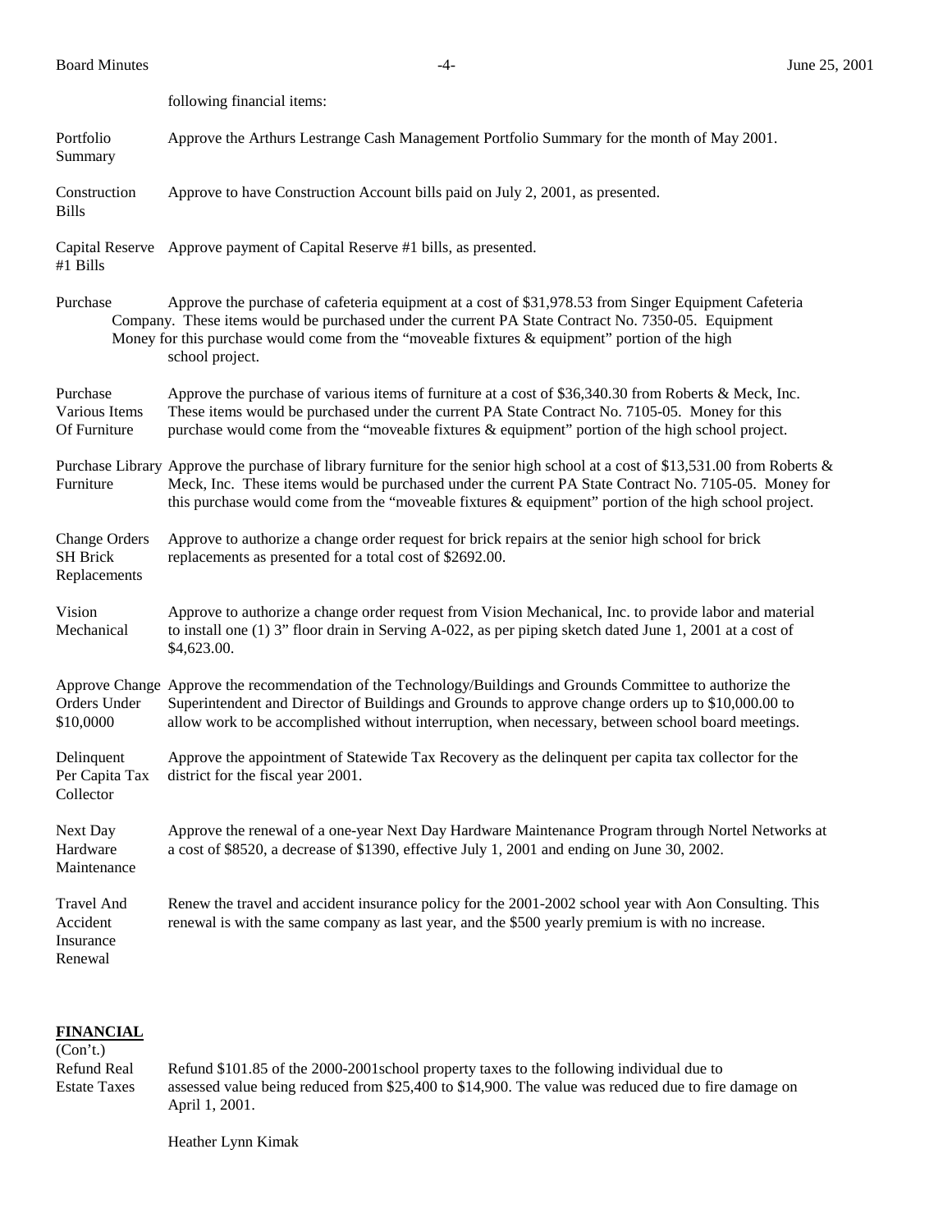following financial items:

**Portfolio Summary** — Approve the Arthurs Lestrange Cash Management Portfolio Summary for the month of May 2001.

**Construction Bills** — Approve to have Construction Account bills paid on July 2, 2001, as presented.

**Capital Reserve #1 Bills** — Approve payment of Capital Reserve #1 bills, as presented.

**Purchase Equipment** — Approve the purchase of cafeteria equipment at a cost of $31,978.53 from Singer Equipment Cafeteria Company. These items would be purchased under the current PA State Contract No. 7350-05. Money for this purchase would come from the "moveable fixtures & equipment" portion of the high school project.

**Purchase Various Items Of Furniture** — Approve the purchase of various items of furniture at a cost of $36,340.30 from Roberts & Meck, Inc. These items would be purchased under the current PA State Contract No. 7105-05. Money for this purchase would come from the "moveable fixtures & equipment" portion of the high school project.

**Purchase Library Furniture** — Approve the purchase of library furniture for the senior high school at a cost of $13,531.00 from Roberts & Meck, Inc. These items would be purchased under the current PA State Contract No. 7105-05. Money for this purchase would come from the "moveable fixtures & equipment" portion of the high school project.

**Change Orders SH Brick Replacements** — Approve to authorize a change order request for brick repairs at the senior high school for brick replacements as presented for a total cost of $2692.00.

**Vision Mechanical** — Approve to authorize a change order request from Vision Mechanical, Inc. to provide labor and material to install one (1) 3" floor drain in Serving A-022, as per piping sketch dated June 1, 2001 at a cost of $4,623.00.

**Approve Change Orders Under $10,0000** — Approve the recommendation of the Technology/Buildings and Grounds Committee to authorize the Superintendent and Director of Buildings and Grounds to approve change orders up to $10,000.00 to allow work to be accomplished without interruption, when necessary, between school board meetings.

**Delinquent Per Capita Tax Collector** — Approve the appointment of Statewide Tax Recovery as the delinquent per capita tax collector for the district for the fiscal year 2001.

**Next Day Hardware Maintenance** — Approve the renewal of a one-year Next Day Hardware Maintenance Program through Nortel Networks at a cost of $8520, a decrease of $1390, effective July 1, 2001 and ending on June 30, 2002.

**Travel And Accident Insurance Renewal** — Renew the travel and accident insurance policy for the 2001-2002 school year with Aon Consulting. This renewal is with the same company as last year, and the $500 yearly premium is with no increase.

## FINANCIAL

(Con't.)

**Refund Real Estate Taxes** — Refund $101.85 of the 2000-2001school property taxes to the following individual due to assessed value being reduced from $25,400 to $14,900. The value was reduced due to fire damage on April 1, 2001.

Heather Lynn Kimak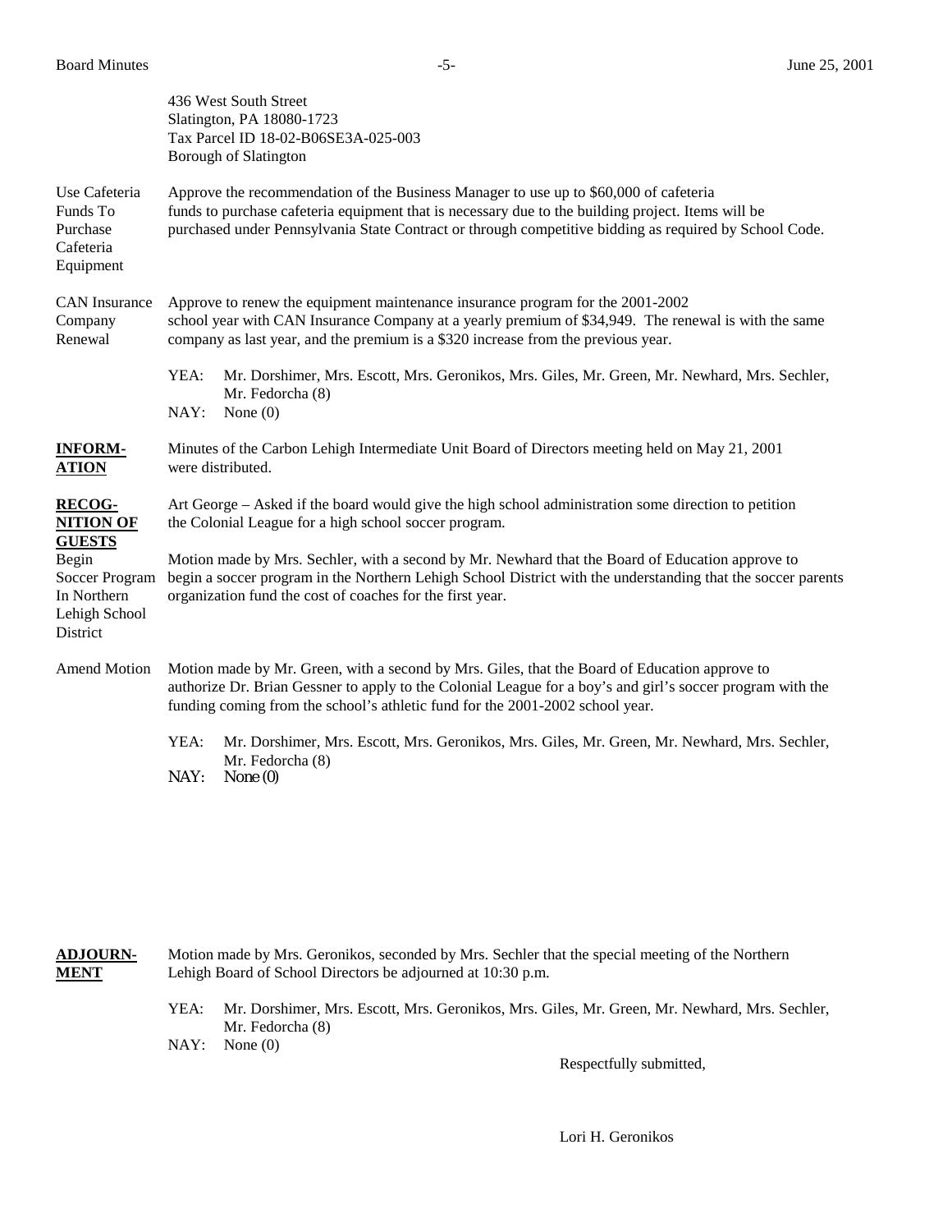436 West South Street
Slatington, PA 18080-1723
Tax Parcel ID 18-02-B06SE3A-025-003
Borough of Slatington

Use Cafeteria Funds To Purchase Cafeteria Equipment

Approve the recommendation of the Business Manager to use up to $60,000 of cafeteria funds to purchase cafeteria equipment that is necessary due to the building project. Items will be purchased under Pennsylvania State Contract or through competitive bidding as required by School Code.

CAN Insurance Company Renewal

Approve to renew the equipment maintenance insurance program for the 2001-2002 school year with CAN Insurance Company at a yearly premium of $34,949. The renewal is with the same company as last year, and the premium is a $320 increase from the previous year.

YEA: Mr. Dorshimer, Mrs. Escott, Mrs. Geronikos, Mrs. Giles, Mr. Green, Mr. Newhard, Mrs. Sechler, Mr. Fedorcha (8)
NAY: None (0)

**INFORMATION**

Minutes of the Carbon Lehigh Intermediate Unit Board of Directors meeting held on May 21, 2001 were distributed.

**RECOGNITION OF GUESTS**

Art George – Asked if the board would give the high school administration some direction to petition the Colonial League for a high school soccer program.

Begin Soccer Program In Northern Lehigh School District

Motion made by Mrs. Sechler, with a second by Mr. Newhard that the Board of Education approve to begin a soccer program in the Northern Lehigh School District with the understanding that the soccer parents organization fund the cost of coaches for the first year.

Amend Motion

Motion made by Mr. Green, with a second by Mrs. Giles, that the Board of Education approve to authorize Dr. Brian Gessner to apply to the Colonial League for a boy's and girl's soccer program with the funding coming from the school's athletic fund for the 2001-2002 school year.

YEA: Mr. Dorshimer, Mrs. Escott, Mrs. Geronikos, Mrs. Giles, Mr. Green, Mr. Newhard, Mrs. Sechler, Mr. Fedorcha (8)
NAY: None (0)

**ADJOURNMENT**

Motion made by Mrs. Geronikos, seconded by Mrs. Sechler that the special meeting of the Northern Lehigh Board of School Directors be adjourned at 10:30 p.m.

YEA: Mr. Dorshimer, Mrs. Escott, Mrs. Geronikos, Mrs. Giles, Mr. Green, Mr. Newhard, Mrs. Sechler, Mr. Fedorcha (8)
NAY: None (0)

Respectfully submitted,

Lori H. Geronikos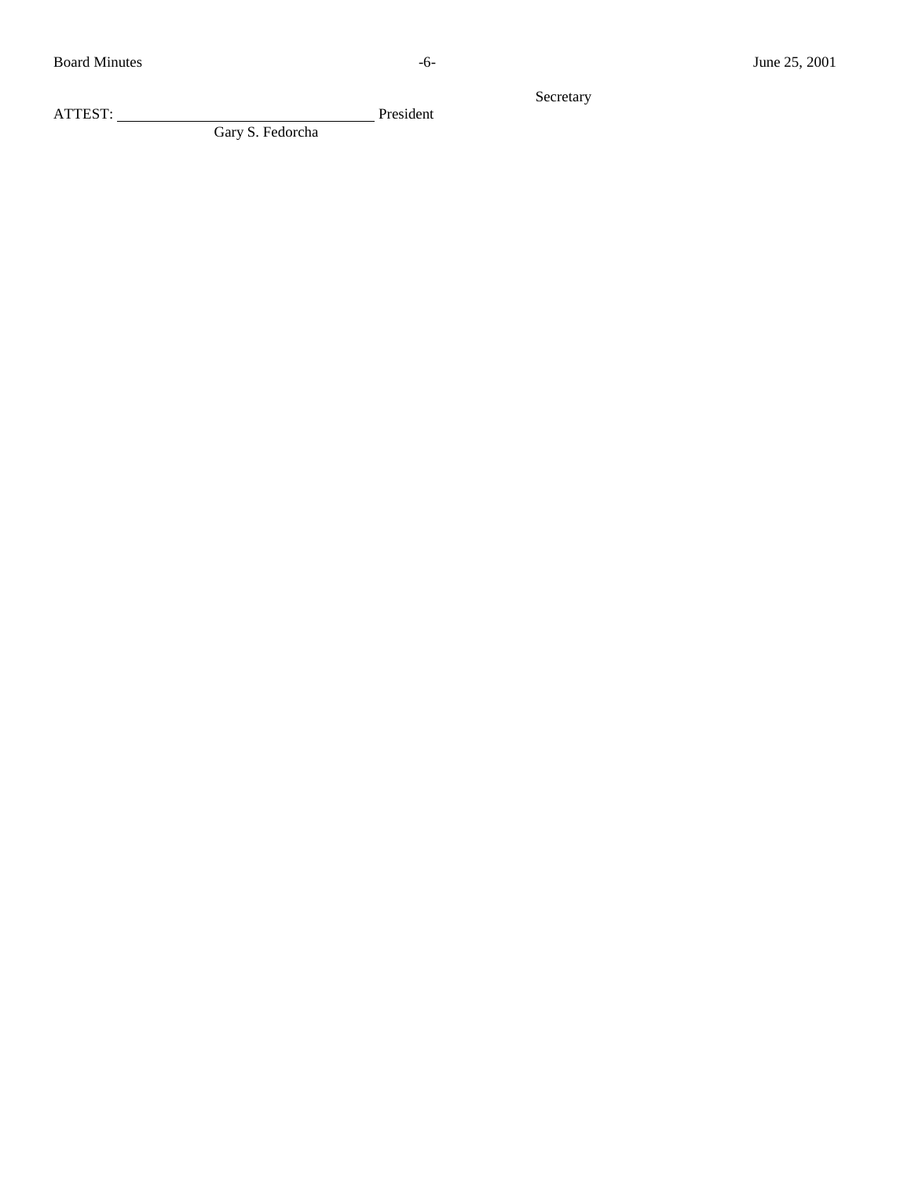Secretary

ATTEST: ________________________________ President

Gary S. Fedorcha